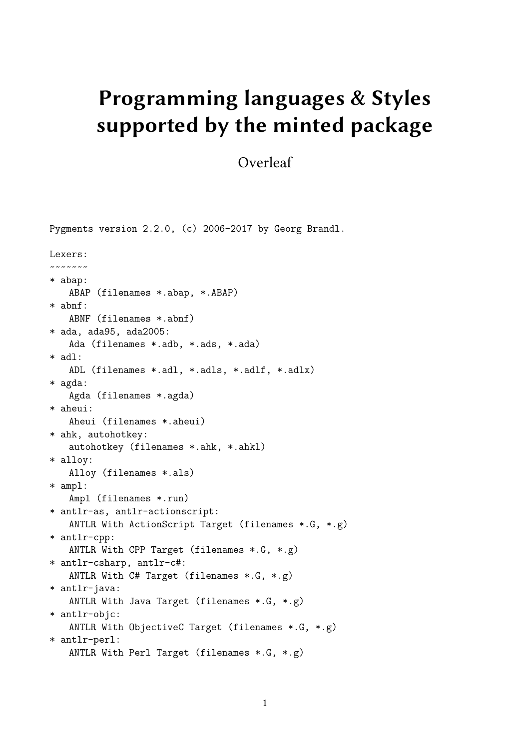# Programming languages & Styles supported by the minted package

Overleaf

```
Pygments version 2.2.0, (c) 2006-2017 by Georg Brandl.

Lexers:
~~~~~~~
* abap:
    ABAP (filenames *.abap, *.ABAP)
* abnf:
    ABNF (filenames *.abnf)
* ada, ada95, ada2005:
    Ada (filenames *.adb, *.ads, *.ada)
* adl:
    ADL (filenames *.adl, *.adls, *.adlf, *.adlx)
* agda:
    Agda (filenames *.agda)
* aheui:
    Aheui (filenames *.aheui)
* ahk, autohotkey:
    autohotkey (filenames *.ahk, *.ahkl)
* alloy:
    Alloy (filenames *.als)
* ampl:
    Ampl (filenames *.run)
* antlr-as, antlr-actionscript:
    ANTLR With ActionScript Target (filenames *.G, *.g)
* antlr-cpp:
    ANTLR With CPP Target (filenames *.G, *.g)
* antlr-csharp, antlr-c#:
    ANTLR With C# Target (filenames *.G, *.g)
* antlr-java:
    ANTLR With Java Target (filenames *.G, *.g)
* antlr-objc:
    ANTLR With ObjectiveC Target (filenames *.G, *.g)
* antlr-perl:
    ANTLR With Perl Target (filenames *.G, *.g)
```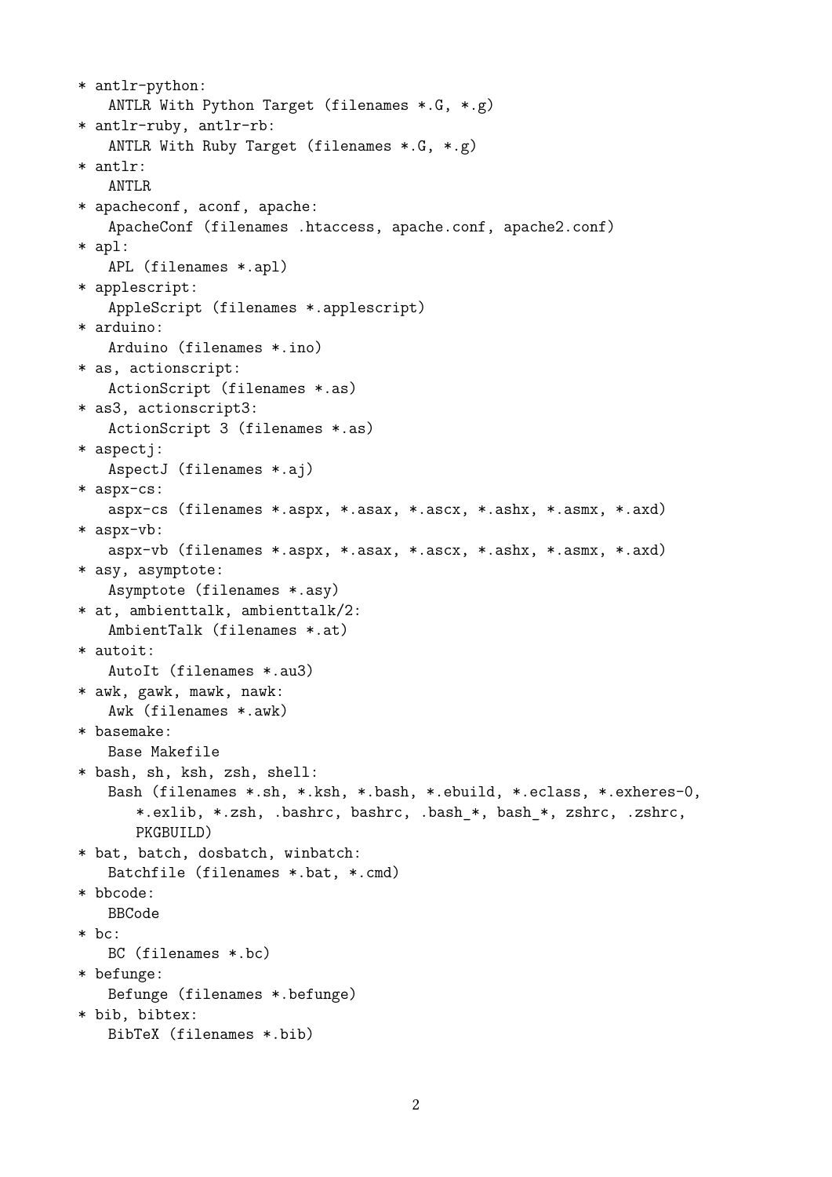* antlr-python:
  ANTLR With Python Target (filenames *.G, *.g)
* antlr-ruby, antlr-rb:
  ANTLR With Ruby Target (filenames *.G, *.g)
* antlr:
  ANTLR
* apacheconf, aconf, apache:
  ApacheConf (filenames .htaccess, apache.conf, apache2.conf)
* apl:
  APL (filenames *.apl)
* applescript:
  AppleScript (filenames *.applescript)
* arduino:
  Arduino (filenames *.ino)
* as, actionscript:
  ActionScript (filenames *.as)
* as3, actionscript3:
  ActionScript 3 (filenames *.as)
* aspectj:
  AspectJ (filenames *.aj)
* aspx-cs:
  aspx-cs (filenames *.aspx, *.asax, *.ascx, *.ashx, *.asmx, *.axd)
* aspx-vb:
  aspx-vb (filenames *.aspx, *.asax, *.ascx, *.ashx, *.asmx, *.axd)
* asy, asymptote:
  Asymptote (filenames *.asy)
* at, ambienttalk, ambienttalk/2:
  AmbientTalk (filenames *.at)
* autoit:
  AutoIt (filenames *.au3)
* awk, gawk, mawk, nawk:
  Awk (filenames *.awk)
* basemake:
  Base Makefile
* bash, sh, ksh, zsh, shell:
  Bash (filenames *.sh, *.ksh, *.bash, *.ebuild, *.eclass, *.exheres-0, *.exlib, *.zsh, .bashrc, bashrc, .bash_*, bash_*, zshrc, .zshrc, PKGBUILD)
* bat, batch, dosbatch, winbatch:
  Batchfile (filenames *.bat, *.cmd)
* bbcode:
  BBCode
* bc:
  BC (filenames *.bc)
* befunge:
  Befunge (filenames *.befunge)
* bib, bibtex:
  BibTeX (filenames *.bib)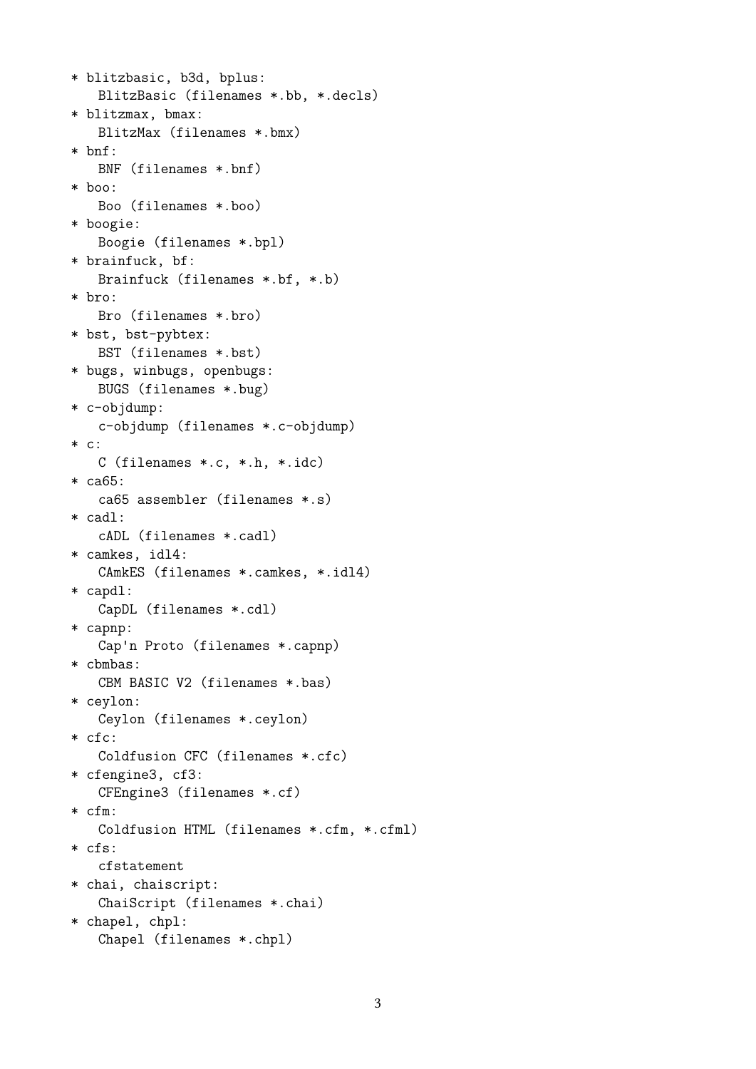* blitzbasic, b3d, bplus:
  BlitzBasic (filenames *.bb, *.decls)
* blitzmax, bmax:
  BlitzMax (filenames *.bmx)
* bnf:
  BNF (filenames *.bnf)
* boo:
  Boo (filenames *.boo)
* boogie:
  Boogie (filenames *.bpl)
* brainfuck, bf:
  Brainfuck (filenames *.bf, *.b)
* bro:
  Bro (filenames *.bro)
* bst, bst-pybtex:
  BST (filenames *.bst)
* bugs, winbugs, openbugs:
  BUGS (filenames *.bug)
* c-objdump:
  c-objdump (filenames *.c-objdump)
* c:
  C (filenames *.c, *.h, *.idc)
* ca65:
  ca65 assembler (filenames *.s)
* cadl:
  cADL (filenames *.cadl)
* camkes, idl4:
  CAmkES (filenames *.camkes, *.idl4)
* capdl:
  CapDL (filenames *.cdl)
* capnp:
  Cap'n Proto (filenames *.capnp)
* cbmbas:
  CBM BASIC V2 (filenames *.bas)
* ceylon:
  Ceylon (filenames *.ceylon)
* cfc:
  Coldfusion CFC (filenames *.cfc)
* cfengine3, cf3:
  CFEngine3 (filenames *.cf)
* cfm:
  Coldfusion HTML (filenames *.cfm, *.cfml)
* cfs:
  cfstatement
* chai, chaiscript:
  ChaiScript (filenames *.chai)
* chapel, chpl:
  Chapel (filenames *.chpl)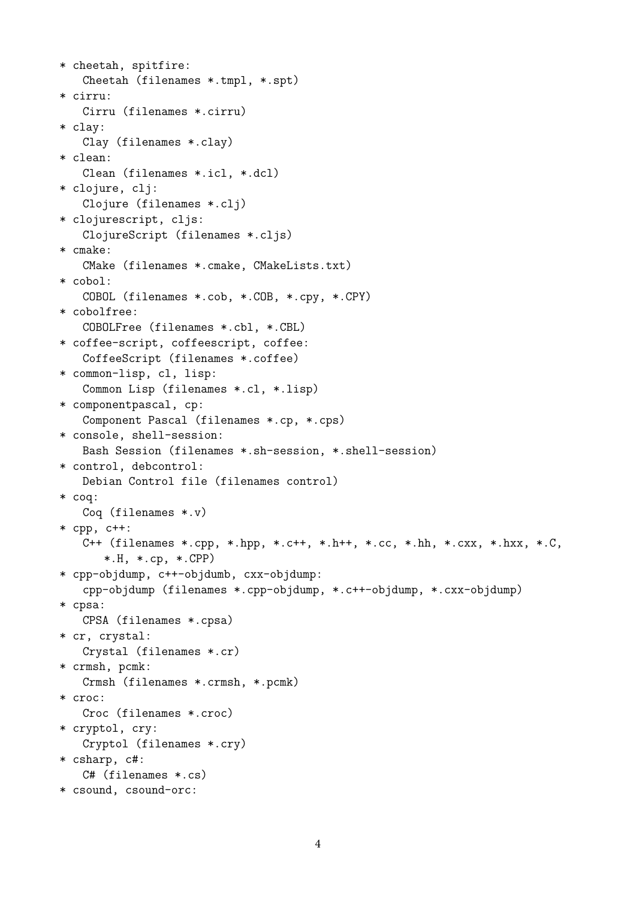* cheetah, spitfire:
   Cheetah (filenames *.tmpl, *.spt)
* cirru:
   Cirru (filenames *.cirru)
* clay:
   Clay (filenames *.clay)
* clean:
   Clean (filenames *.icl, *.dcl)
* clojure, clj:
   Clojure (filenames *.clj)
* clojurescript, cljs:
   ClojureScript (filenames *.cljs)
* cmake:
   CMake (filenames *.cmake, CMakeLists.txt)
* cobol:
   COBOL (filenames *.cob, *.COB, *.cpy, *.CPY)
* cobolfree:
   COBOLFree (filenames *.cbl, *.CBL)
* coffee-script, coffeescript, coffee:
   CoffeeScript (filenames *.coffee)
* common-lisp, cl, lisp:
   Common Lisp (filenames *.cl, *.lisp)
* componentpascal, cp:
   Component Pascal (filenames *.cp, *.cps)
* console, shell-session:
   Bash Session (filenames *.sh-session, *.shell-session)
* control, debcontrol:
   Debian Control file (filenames control)
* coq:
   Coq (filenames *.v)
* cpp, c++:
   C++ (filenames *.cpp, *.hpp, *.c++, *.h++, *.cc, *.hh, *.cxx, *.hxx, *.C, *.H, *.cp, *.CPP)
* cpp-objdump, c++-objdumb, cxx-objdump:
   cpp-objdump (filenames *.cpp-objdump, *.c++-objdump, *.cxx-objdump)
* cpsa:
   CPSA (filenames *.cpsa)
* cr, crystal:
   Crystal (filenames *.cr)
* crmsh, pcmk:
   Crmsh (filenames *.crmsh, *.pcmk)
* croc:
   Croc (filenames *.croc)
* cryptol, cry:
   Cryptol (filenames *.cry)
* csharp, c#:
   C# (filenames *.cs)
* csound, csound-orc: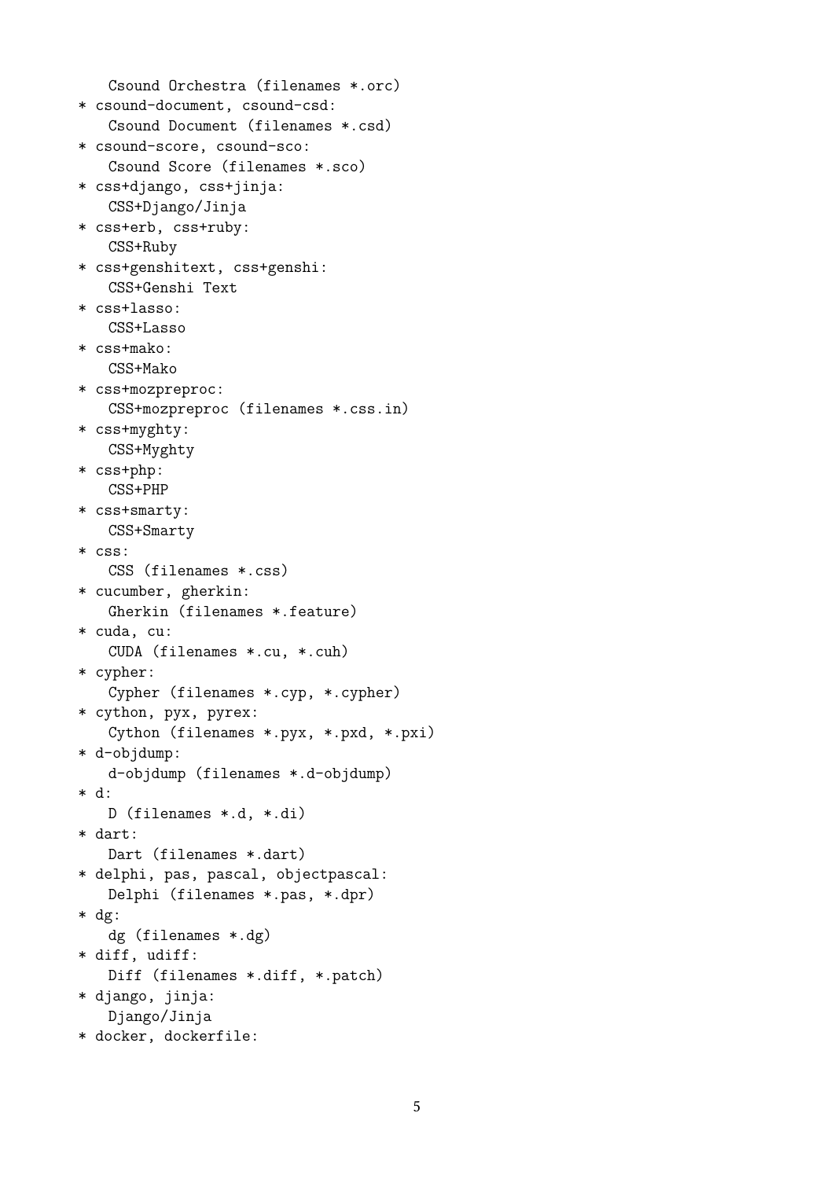Csound Orchestra (filenames *.orc)

* csound-document, csound-csd:
  Csound Document (filenames *.csd)
* csound-score, csound-sco:
  Csound Score (filenames *.sco)
* css+django, css+jinja:
  CSS+Django/Jinja
* css+erb, css+ruby:
  CSS+Ruby
* css+genshitext, css+genshi:
  CSS+Genshi Text
* css+lasso:
  CSS+Lasso
* css+mako:
  CSS+Mako
* css+mozpreproc:
  CSS+mozpreproc (filenames *.css.in)
* css+myghty:
  CSS+Myghty
* css+php:
  CSS+PHP
* css+smarty:
  CSS+Smarty
* css:
  CSS (filenames *.css)
* cucumber, gherkin:
  Gherkin (filenames *.feature)
* cuda, cu:
  CUDA (filenames *.cu, *.cuh)
* cypher:
  Cypher (filenames *.cyp, *.cypher)
* cython, pyx, pyrex:
  Cython (filenames *.pyx, *.pxd, *.pxi)
* d-objdump:
  d-objdump (filenames *.d-objdump)
* d:
  D (filenames *.d, *.di)
* dart:
  Dart (filenames *.dart)
* delphi, pas, pascal, objectpascal:
  Delphi (filenames *.pas, *.dpr)
* dg:
  dg (filenames *.dg)
* diff, udiff:
  Diff (filenames *.diff, *.patch)
* django, jinja:
  Django/Jinja
* docker, dockerfile: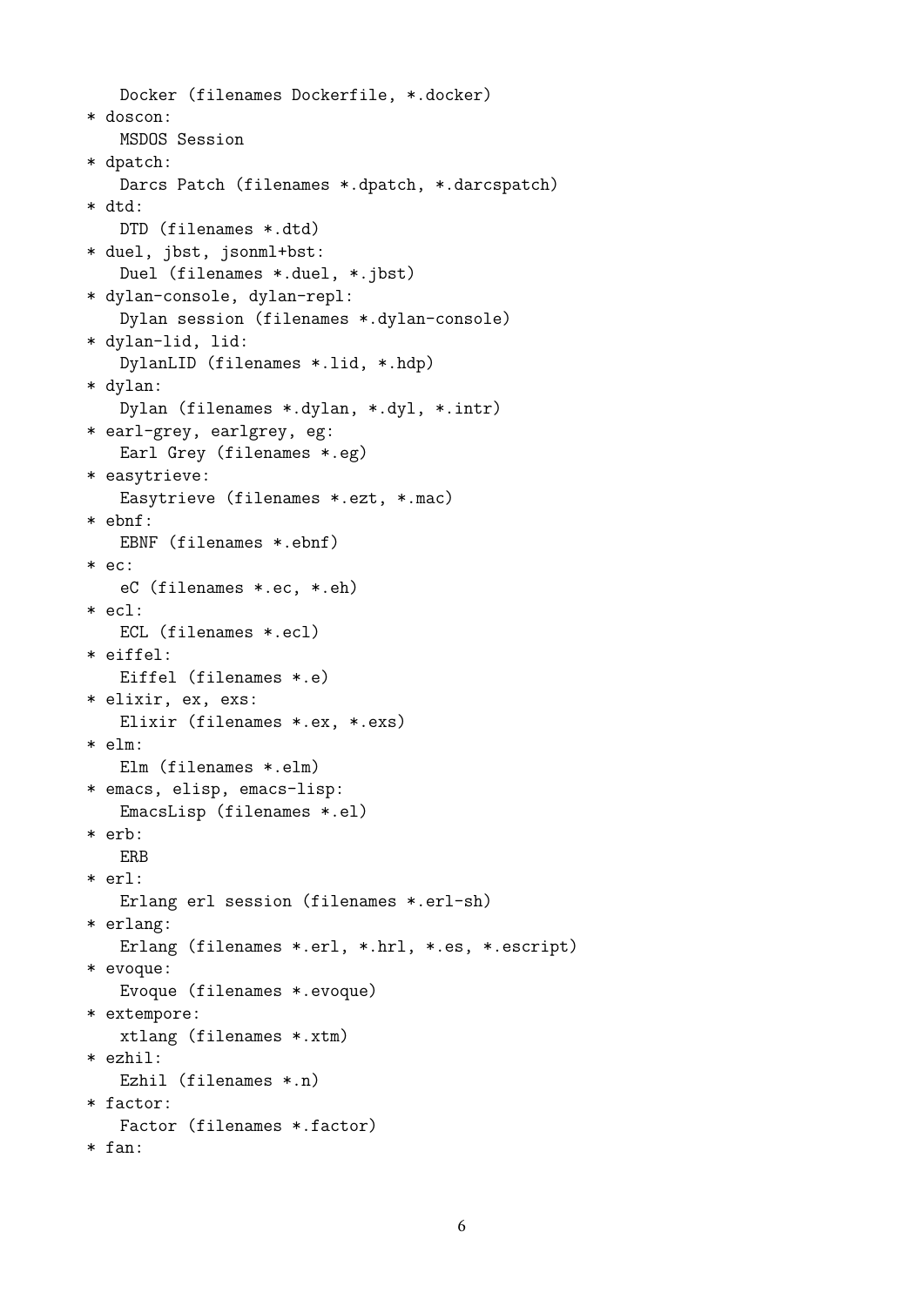```
   Docker (filenames Dockerfile, *.docker)
* doscon:
   MSDOS Session
* dpatch:
   Darcs Patch (filenames *.dpatch, *.darcspatch)
* dtd:
   DTD (filenames *.dtd)
* duel, jbst, jsonml+bst:
   Duel (filenames *.duel, *.jbst)
* dylan-console, dylan-repl:
   Dylan session (filenames *.dylan-console)
* dylan-lid, lid:
   DylanLID (filenames *.lid, *.hdp)
* dylan:
   Dylan (filenames *.dylan, *.dyl, *.intr)
* earl-grey, earlgrey, eg:
   Earl Grey (filenames *.eg)
* easytrieve:
   Easytrieve (filenames *.ezt, *.mac)
* ebnf:
   EBNF (filenames *.ebnf)
* ec:
   eC (filenames *.ec, *.eh)
* ecl:
   ECL (filenames *.ecl)
* eiffel:
   Eiffel (filenames *.e)
* elixir, ex, exs:
   Elixir (filenames *.ex, *.exs)
* elm:
   Elm (filenames *.elm)
* emacs, elisp, emacs-lisp:
   EmacsLisp (filenames *.el)
* erb:
   ERB
* erl:
   Erlang erl session (filenames *.erl-sh)
* erlang:
   Erlang (filenames *.erl, *.hrl, *.es, *.escript)
* evoque:
   Evoque (filenames *.evoque)
* extempore:
   xtlang (filenames *.xtm)
* ezhil:
   Ezhil (filenames *.n)
* factor:
   Factor (filenames *.factor)
* fan:
```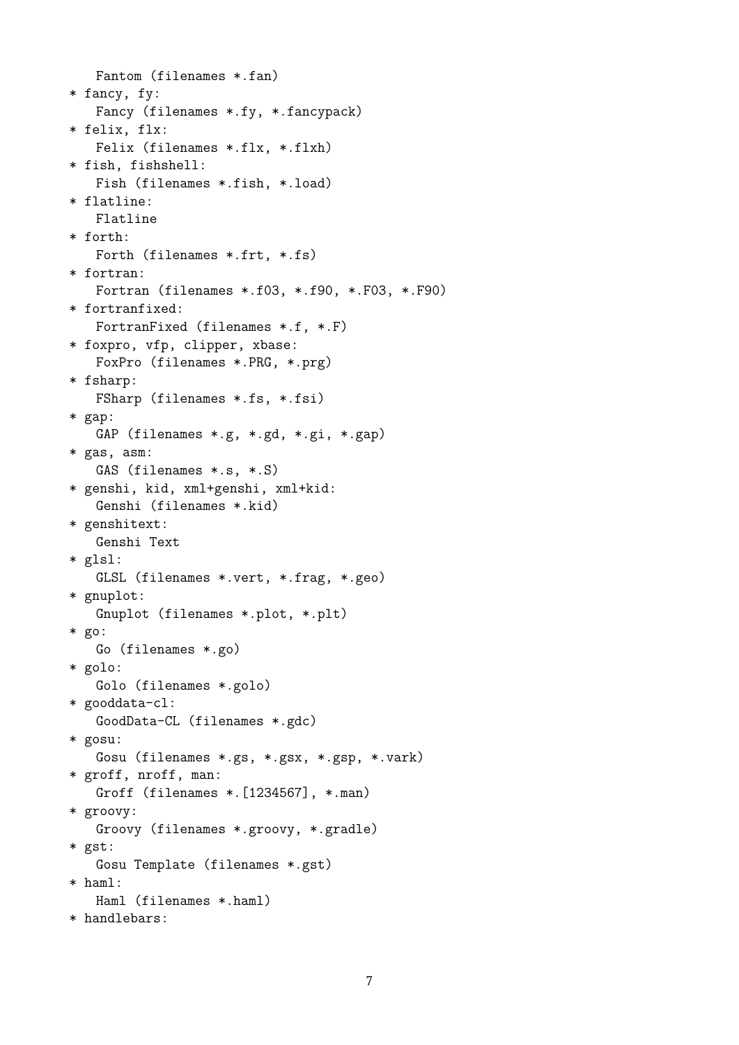```
    Fantom (filenames *.fan)
* fancy, fy:
    Fancy (filenames *.fy, *.fancypack)
* felix, flx:
    Felix (filenames *.flx, *.flxh)
* fish, fishshell:
    Fish (filenames *.fish, *.load)
* flatline:
    Flatline
* forth:
    Forth (filenames *.frt, *.fs)
* fortran:
    Fortran (filenames *.f03, *.f90, *.F03, *.F90)
* fortranfixed:
    FortranFixed (filenames *.f, *.F)
* foxpro, vfp, clipper, xbase:
    FoxPro (filenames *.PRG, *.prg)
* fsharp:
    FSharp (filenames *.fs, *.fsi)
* gap:
    GAP (filenames *.g, *.gd, *.gi, *.gap)
* gas, asm:
    GAS (filenames *.s, *.S)
* genshi, kid, xml+genshi, xml+kid:
    Genshi (filenames *.kid)
* genshitext:
    Genshi Text
* glsl:
    GLSL (filenames *.vert, *.frag, *.geo)
* gnuplot:
    Gnuplot (filenames *.plot, *.plt)
* go:
    Go (filenames *.go)
* golo:
    Golo (filenames *.golo)
* gooddata-cl:
    GoodData-CL (filenames *.gdc)
* gosu:
    Gosu (filenames *.gs, *.gsx, *.gsp, *.vark)
* groff, nroff, man:
    Groff (filenames *.[1234567], *.man)
* groovy:
    Groovy (filenames *.groovy, *.gradle)
* gst:
    Gosu Template (filenames *.gst)
* haml:
    Haml (filenames *.haml)
* handlebars:
```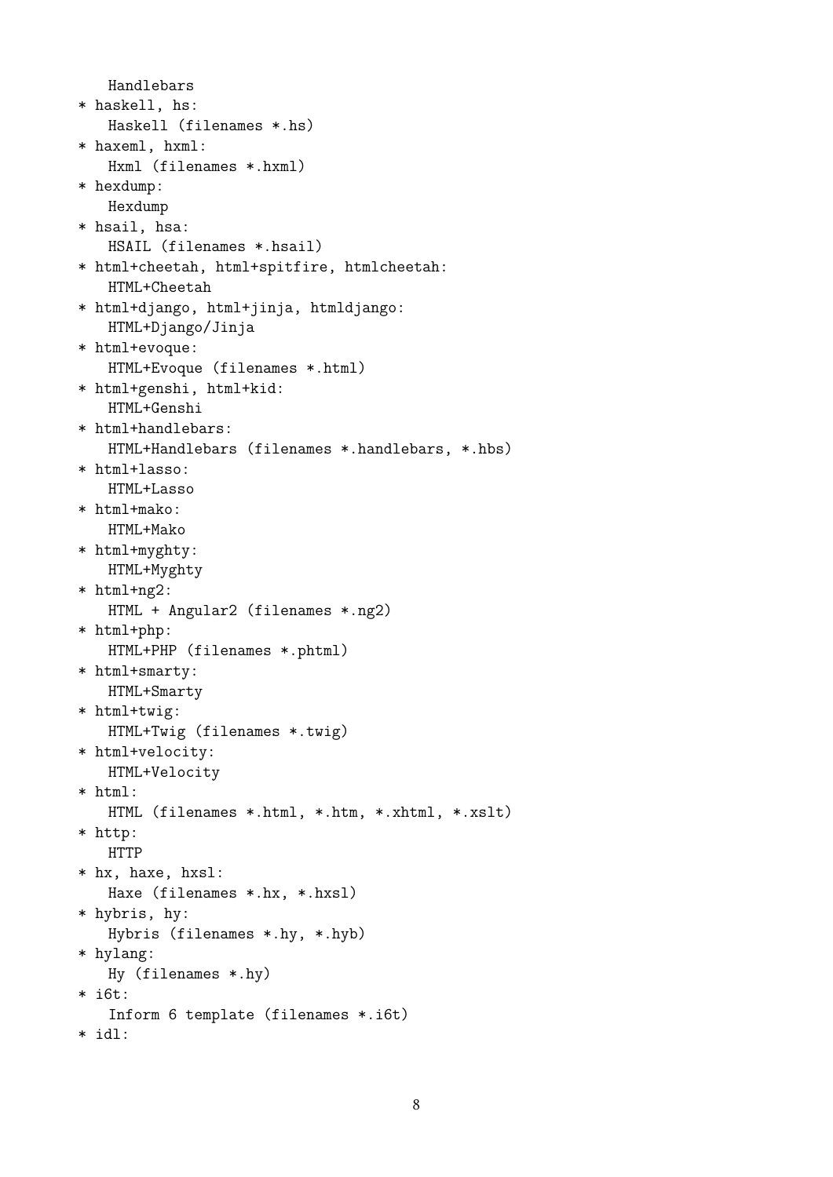```
   Handlebars
* haskell, hs:
   Haskell (filenames *.hs)
* haxeml, hxml:
   Hxml (filenames *.hxml)
* hexdump:
   Hexdump
* hsail, hsa:
   HSAIL (filenames *.hsail)
* html+cheetah, html+spitfire, htmlcheetah:
   HTML+Cheetah
* html+django, html+jinja, htmldjango:
   HTML+Django/Jinja
* html+evoque:
   HTML+Evoque (filenames *.html)
* html+genshi, html+kid:
   HTML+Genshi
* html+handlebars:
   HTML+Handlebars (filenames *.handlebars, *.hbs)
* html+lasso:
   HTML+Lasso
* html+mako:
   HTML+Mako
* html+myghty:
   HTML+Myghty
* html+ng2:
   HTML + Angular2 (filenames *.ng2)
* html+php:
   HTML+PHP (filenames *.phtml)
* html+smarty:
   HTML+Smarty
* html+twig:
   HTML+Twig (filenames *.twig)
* html+velocity:
   HTML+Velocity
* html:
   HTML (filenames *.html, *.htm, *.xhtml, *.xslt)
* http:
   HTTP
* hx, haxe, hxsl:
   Haxe (filenames *.hx, *.hxsl)
* hybris, hy:
   Hybris (filenames *.hy, *.hyb)
* hylang:
   Hy (filenames *.hy)
* i6t:
   Inform 6 template (filenames *.i6t)
* idl:
```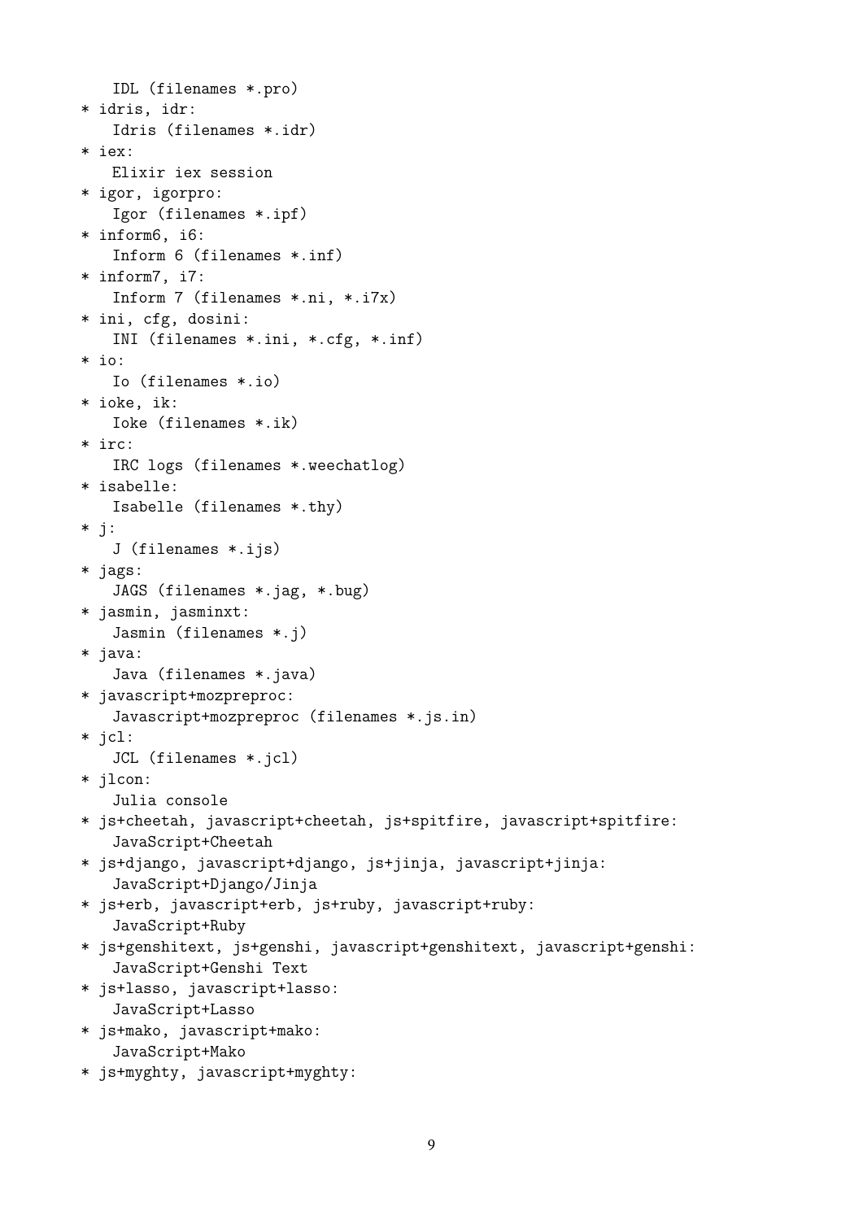```
   IDL (filenames *.pro)
* idris, idr:
   Idris (filenames *.idr)
* iex:
   Elixir iex session
* igor, igorpro:
   Igor (filenames *.ipf)
* inform6, i6:
   Inform 6 (filenames *.inf)
* inform7, i7:
   Inform 7 (filenames *.ni, *.i7x)
* ini, cfg, dosini:
   INI (filenames *.ini, *.cfg, *.inf)
* io:
   Io (filenames *.io)
* ioke, ik:
   Ioke (filenames *.ik)
* irc:
   IRC logs (filenames *.weechatlog)
* isabelle:
   Isabelle (filenames *.thy)
* j:
   J (filenames *.ijs)
* jags:
   JAGS (filenames *.jag, *.bug)
* jasmin, jasminxt:
   Jasmin (filenames *.j)
* java:
   Java (filenames *.java)
* javascript+mozpreproc:
   Javascript+mozpreproc (filenames *.js.in)
* jcl:
   JCL (filenames *.jcl)
* jlcon:
   Julia console
* js+cheetah, javascript+cheetah, js+spitfire, javascript+spitfire:
   JavaScript+Cheetah
* js+django, javascript+django, js+jinja, javascript+jinja:
   JavaScript+Django/Jinja
* js+erb, javascript+erb, js+ruby, javascript+ruby:
   JavaScript+Ruby
* js+genshitext, js+genshi, javascript+genshitext, javascript+genshi:
   JavaScript+Genshi Text
* js+lasso, javascript+lasso:
   JavaScript+Lasso
* js+mako, javascript+mako:
   JavaScript+Mako
* js+myghty, javascript+myghty:
```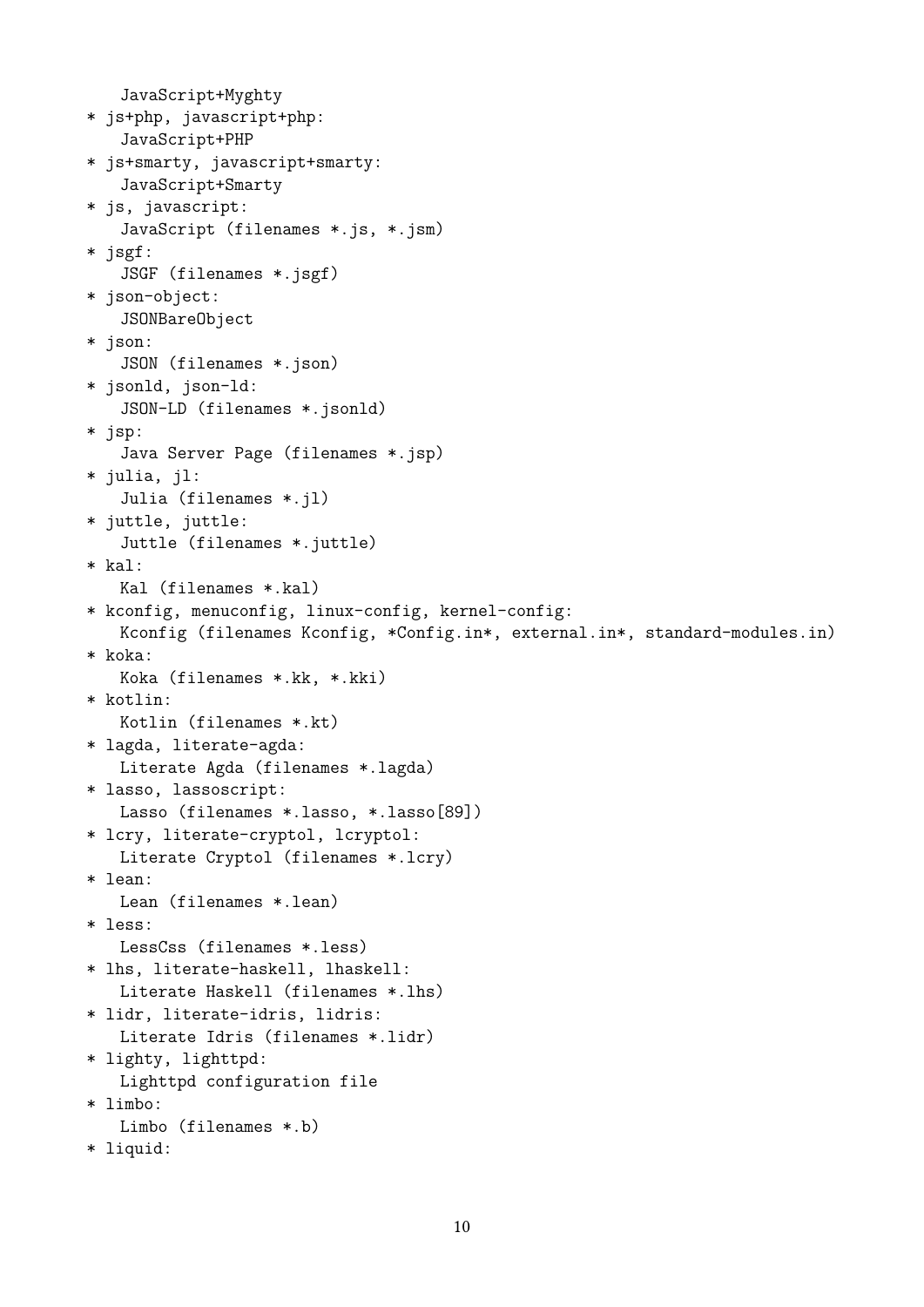```
    JavaScript+Myghty
* js+php, javascript+php:
    JavaScript+PHP
* js+smarty, javascript+smarty:
    JavaScript+Smarty
* js, javascript:
    JavaScript (filenames *.js, *.jsm)
* jsgf:
    JSGF (filenames *.jsgf)
* json-object:
    JSONBareObject
* json:
    JSON (filenames *.json)
* jsonld, json-ld:
    JSON-LD (filenames *.jsonld)
* jsp:
    Java Server Page (filenames *.jsp)
* julia, jl:
    Julia (filenames *.jl)
* juttle, juttle:
    Juttle (filenames *.juttle)
* kal:
    Kal (filenames *.kal)
* kconfig, menuconfig, linux-config, kernel-config:
    Kconfig (filenames Kconfig, *Config.in*, external.in*, standard-modules.in)
* koka:
    Koka (filenames *.kk, *.kki)
* kotlin:
    Kotlin (filenames *.kt)
* lagda, literate-agda:
    Literate Agda (filenames *.lagda)
* lasso, lassoscript:
    Lasso (filenames *.lasso, *.lasso[89])
* lcry, literate-cryptol, lcryptol:
    Literate Cryptol (filenames *.lcry)
* lean:
    Lean (filenames *.lean)
* less:
    LessCss (filenames *.less)
* lhs, literate-haskell, lhaskell:
    Literate Haskell (filenames *.lhs)
* lidr, literate-idris, lidris:
    Literate Idris (filenames *.lidr)
* lighty, lighttpd:
    Lighttpd configuration file
* limbo:
    Limbo (filenames *.b)
* liquid:
```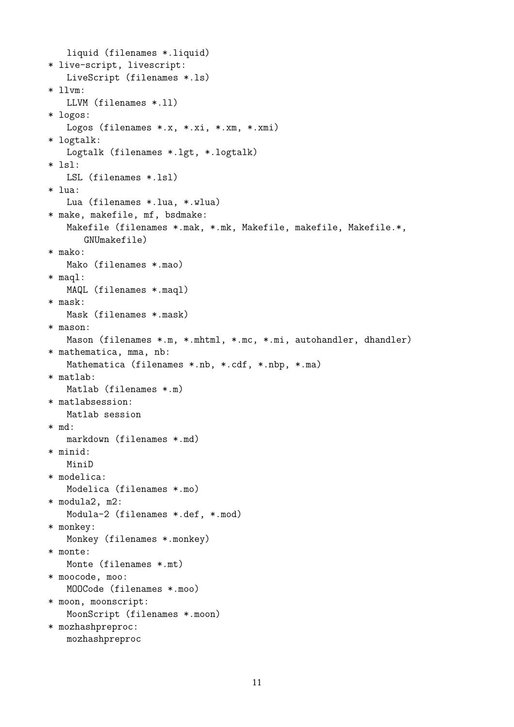```
    liquid (filenames *.liquid)
* live-script, livescript:
    LiveScript (filenames *.ls)
* llvm:
    LLVM (filenames *.ll)
* logos:
    Logos (filenames *.x, *.xi, *.xm, *.xmi)
* logtalk:
    Logtalk (filenames *.lgt, *.logtalk)
* lsl:
    LSL (filenames *.lsl)
* lua:
    Lua (filenames *.lua, *.wlua)
* make, makefile, mf, bsdmake:
    Makefile (filenames *.mak, *.mk, Makefile, makefile, Makefile.*,
       GNUmakefile)
* mako:
    Mako (filenames *.mao)
* maql:
    MAQL (filenames *.maql)
* mask:
    Mask (filenames *.mask)
* mason:
    Mason (filenames *.m, *.mhtml, *.mc, *.mi, autohandler, dhandler)
* mathematica, mma, nb:
    Mathematica (filenames *.nb, *.cdf, *.nbp, *.ma)
* matlab:
    Matlab (filenames *.m)
* matlabsession:
    Matlab session
* md:
    markdown (filenames *.md)
* minid:
    MiniD
* modelica:
    Modelica (filenames *.mo)
* modula2, m2:
    Modula-2 (filenames *.def, *.mod)
* monkey:
    Monkey (filenames *.monkey)
* monte:
    Monte (filenames *.mt)
* moocode, moo:
    MOOCode (filenames *.moo)
* moon, moonscript:
    MoonScript (filenames *.moon)
* mozhashpreproc:
    mozhashpreproc
```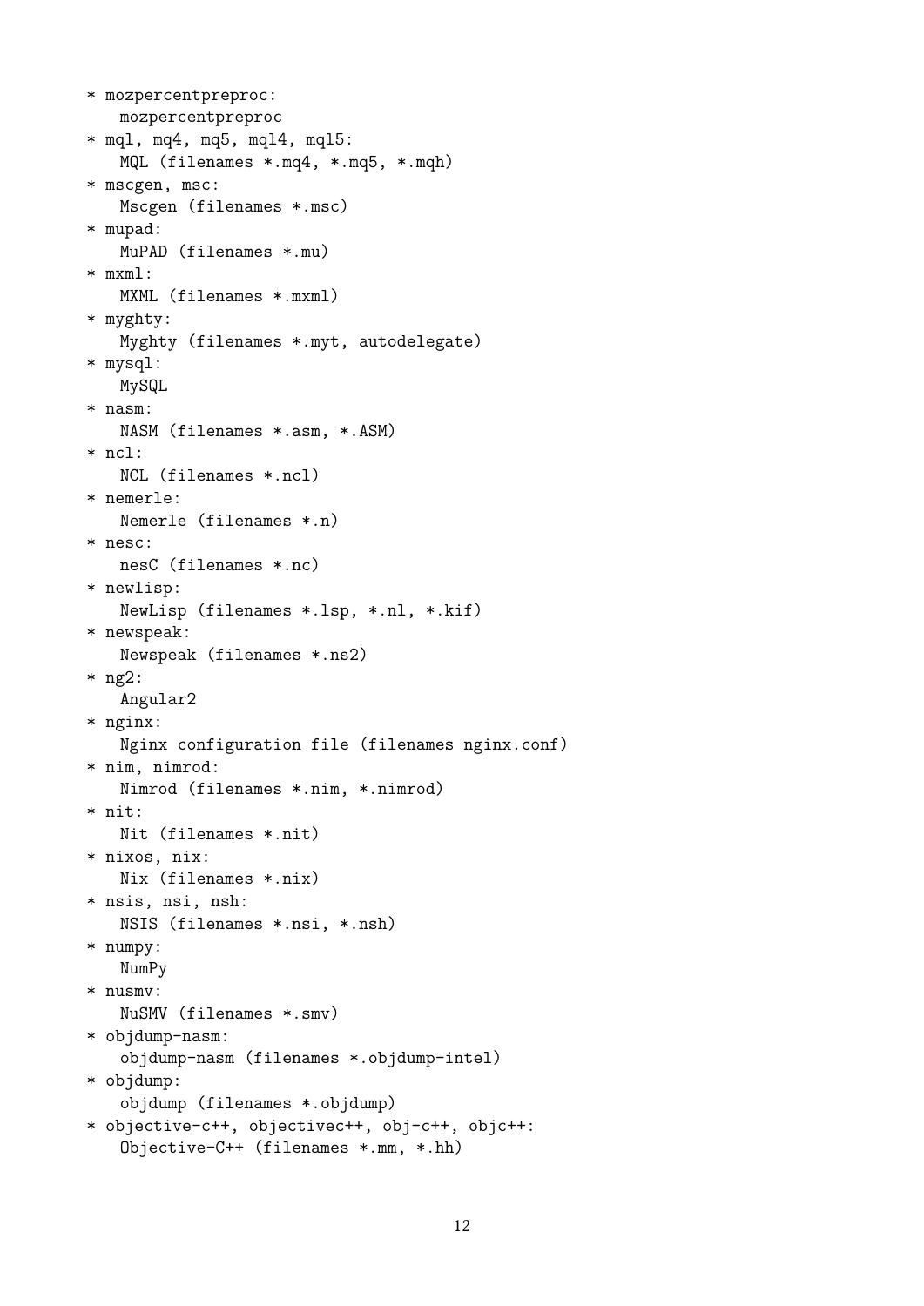* mozpercentpreproc:
  mozpercentpreproc
* mql, mq4, mq5, mql4, mql5:
  MQL (filenames *.mq4, *.mq5, *.mqh)
* mscgen, msc:
  Mscgen (filenames *.msc)
* mupad:
  MuPAD (filenames *.mu)
* mxml:
  MXML (filenames *.mxml)
* myghty:
  Myghty (filenames *.myt, autodelegate)
* mysql:
  MySQL
* nasm:
  NASM (filenames *.asm, *.ASM)
* ncl:
  NCL (filenames *.ncl)
* nemerle:
  Nemerle (filenames *.n)
* nesc:
  nesC (filenames *.nc)
* newlisp:
  NewLisp (filenames *.lsp, *.nl, *.kif)
* newspeak:
  Newspeak (filenames *.ns2)
* ng2:
  Angular2
* nginx:
  Nginx configuration file (filenames nginx.conf)
* nim, nimrod:
  Nimrod (filenames *.nim, *.nimrod)
* nit:
  Nit (filenames *.nit)
* nixos, nix:
  Nix (filenames *.nix)
* nsis, nsi, nsh:
  NSIS (filenames *.nsi, *.nsh)
* numpy:
  NumPy
* nusmv:
  NuSMV (filenames *.smv)
* objdump-nasm:
  objdump-nasm (filenames *.objdump-intel)
* objdump:
  objdump (filenames *.objdump)
* objective-c++, objectivec++, obj-c++, objc++:
  Objective-C++ (filenames *.mm, *.hh)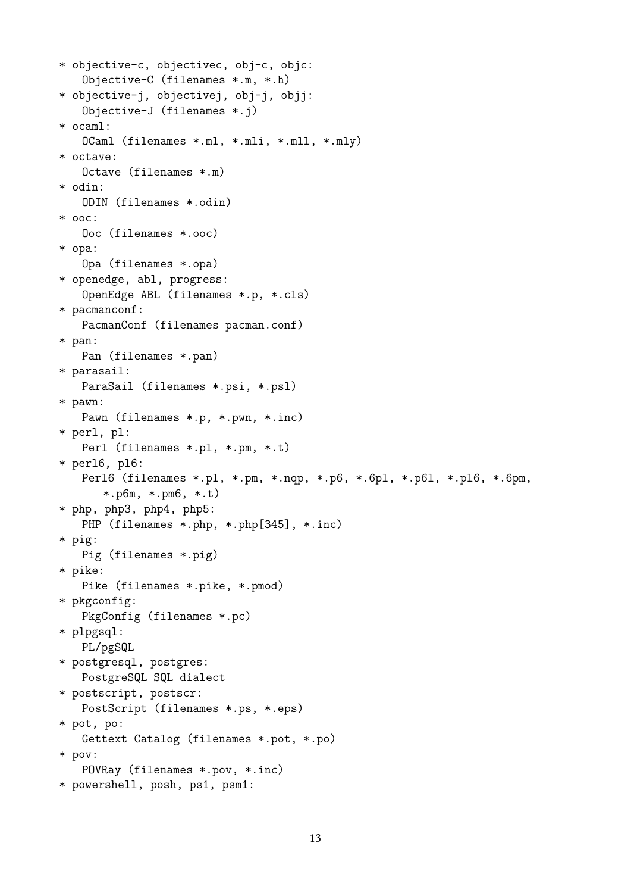```
* objective-c, objectivec, obj-c, objc:
    Objective-C (filenames *.m, *.h)
* objective-j, objectivej, obj-j, objj:
    Objective-J (filenames *.j)
* ocaml:
    OCaml (filenames *.ml, *.mli, *.mll, *.mly)
* octave:
    Octave (filenames *.m)
* odin:
    ODIN (filenames *.odin)
* ooc:
    Ooc (filenames *.ooc)
* opa:
    Opa (filenames *.opa)
* openedge, abl, progress:
    OpenEdge ABL (filenames *.p, *.cls)
* pacmanconf:
    PacmanConf (filenames pacman.conf)
* pan:
    Pan (filenames *.pan)
* parasail:
    ParaSail (filenames *.psi, *.psl)
* pawn:
    Pawn (filenames *.p, *.pwn, *.inc)
* perl, pl:
    Perl (filenames *.pl, *.pm, *.t)
* perl6, pl6:
    Perl6 (filenames *.pl, *.pm, *.nqp, *.p6, *.6pl, *.p6l, *.pl6, *.6pm,
        *.p6m, *.pm6, *.t)
* php, php3, php4, php5:
    PHP (filenames *.php, *.php[345], *.inc)
* pig:
    Pig (filenames *.pig)
* pike:
    Pike (filenames *.pike, *.pmod)
* pkgconfig:
    PkgConfig (filenames *.pc)
* plpgsql:
    PL/pgSQL
* postgresql, postgres:
    PostgreSQL SQL dialect
* postscript, postscr:
    PostScript (filenames *.ps, *.eps)
* pot, po:
    Gettext Catalog (filenames *.pot, *.po)
* pov:
    POVRay (filenames *.pov, *.inc)
* powershell, posh, ps1, psm1:
```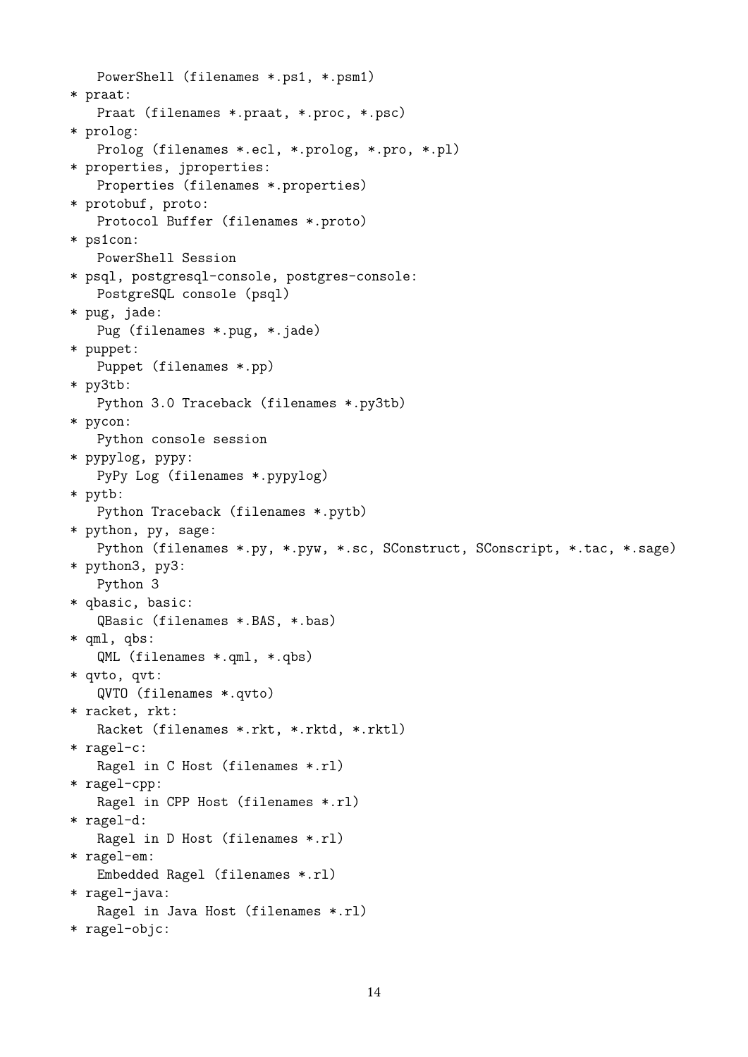```
   PowerShell (filenames *.ps1, *.psm1)
* praat:
   Praat (filenames *.praat, *.proc, *.psc)
* prolog:
   Prolog (filenames *.ecl, *.prolog, *.pro, *.pl)
* properties, jproperties:
   Properties (filenames *.properties)
* protobuf, proto:
   Protocol Buffer (filenames *.proto)
* ps1con:
   PowerShell Session
* psql, postgresql-console, postgres-console:
   PostgreSQL console (psql)
* pug, jade:
   Pug (filenames *.pug, *.jade)
* puppet:
   Puppet (filenames *.pp)
* py3tb:
   Python 3.0 Traceback (filenames *.py3tb)
* pycon:
   Python console session
* pypylog, pypy:
   PyPy Log (filenames *.pypylog)
* pytb:
   Python Traceback (filenames *.pytb)
* python, py, sage:
   Python (filenames *.py, *.pyw, *.sc, SConstruct, SConscript, *.tac, *.sage)
* python3, py3:
   Python 3
* qbasic, basic:
   QBasic (filenames *.BAS, *.bas)
* qml, qbs:
   QML (filenames *.qml, *.qbs)
* qvto, qvt:
   QVTO (filenames *.qvto)
* racket, rkt:
   Racket (filenames *.rkt, *.rktd, *.rktl)
* ragel-c:
   Ragel in C Host (filenames *.rl)
* ragel-cpp:
   Ragel in CPP Host (filenames *.rl)
* ragel-d:
   Ragel in D Host (filenames *.rl)
* ragel-em:
   Embedded Ragel (filenames *.rl)
* ragel-java:
   Ragel in Java Host (filenames *.rl)
* ragel-objc:
```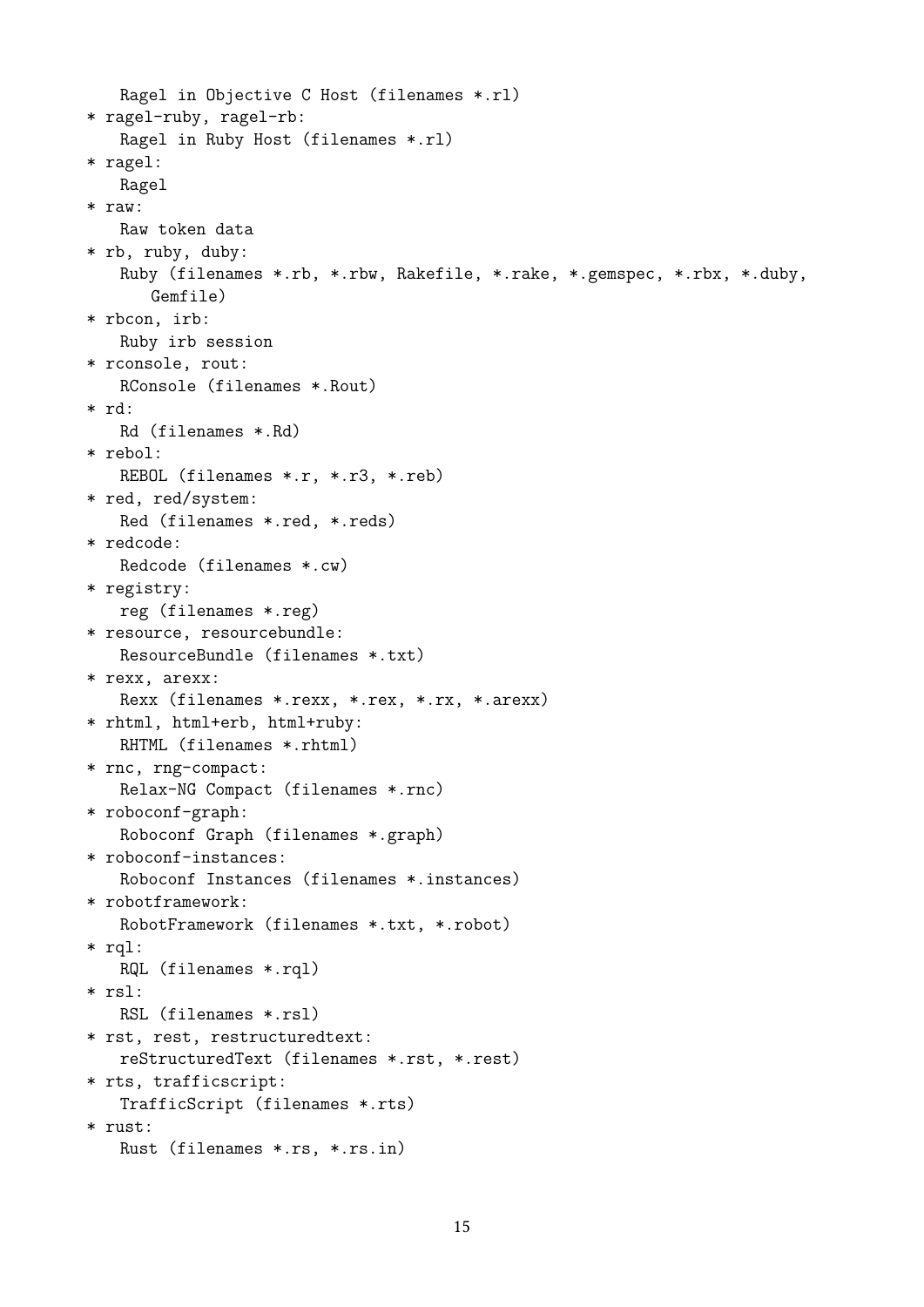```
    Ragel in Objective C Host (filenames *.rl)
* ragel-ruby, ragel-rb:
    Ragel in Ruby Host (filenames *.rl)
* ragel:
    Ragel
* raw:
    Raw token data
* rb, ruby, duby:
    Ruby (filenames *.rb, *.rbw, Rakefile, *.rake, *.gemspec, *.rbx, *.duby,
       Gemfile)
* rbcon, irb:
    Ruby irb session
* rconsole, rout:
    RConsole (filenames *.Rout)
* rd:
    Rd (filenames *.Rd)
* rebol:
    REBOL (filenames *.r, *.r3, *.reb)
* red, red/system:
    Red (filenames *.red, *.reds)
* redcode:
    Redcode (filenames *.cw)
* registry:
    reg (filenames *.reg)
* resource, resourcebundle:
    ResourceBundle (filenames *.txt)
* rexx, arexx:
    Rexx (filenames *.rexx, *.rex, *.rx, *.arexx)
* rhtml, html+erb, html+ruby:
    RHTML (filenames *.rhtml)
* rnc, rng-compact:
    Relax-NG Compact (filenames *.rnc)
* roboconf-graph:
    Roboconf Graph (filenames *.graph)
* roboconf-instances:
    Roboconf Instances (filenames *.instances)
* robotframework:
    RobotFramework (filenames *.txt, *.robot)
* rql:
    RQL (filenames *.rql)
* rsl:
    RSL (filenames *.rsl)
* rst, rest, restructuredtext:
    reStructuredText (filenames *.rst, *.rest)
* rts, trafficscript:
    TrafficScript (filenames *.rts)
* rust:
    Rust (filenames *.rs, *.rs.in)
```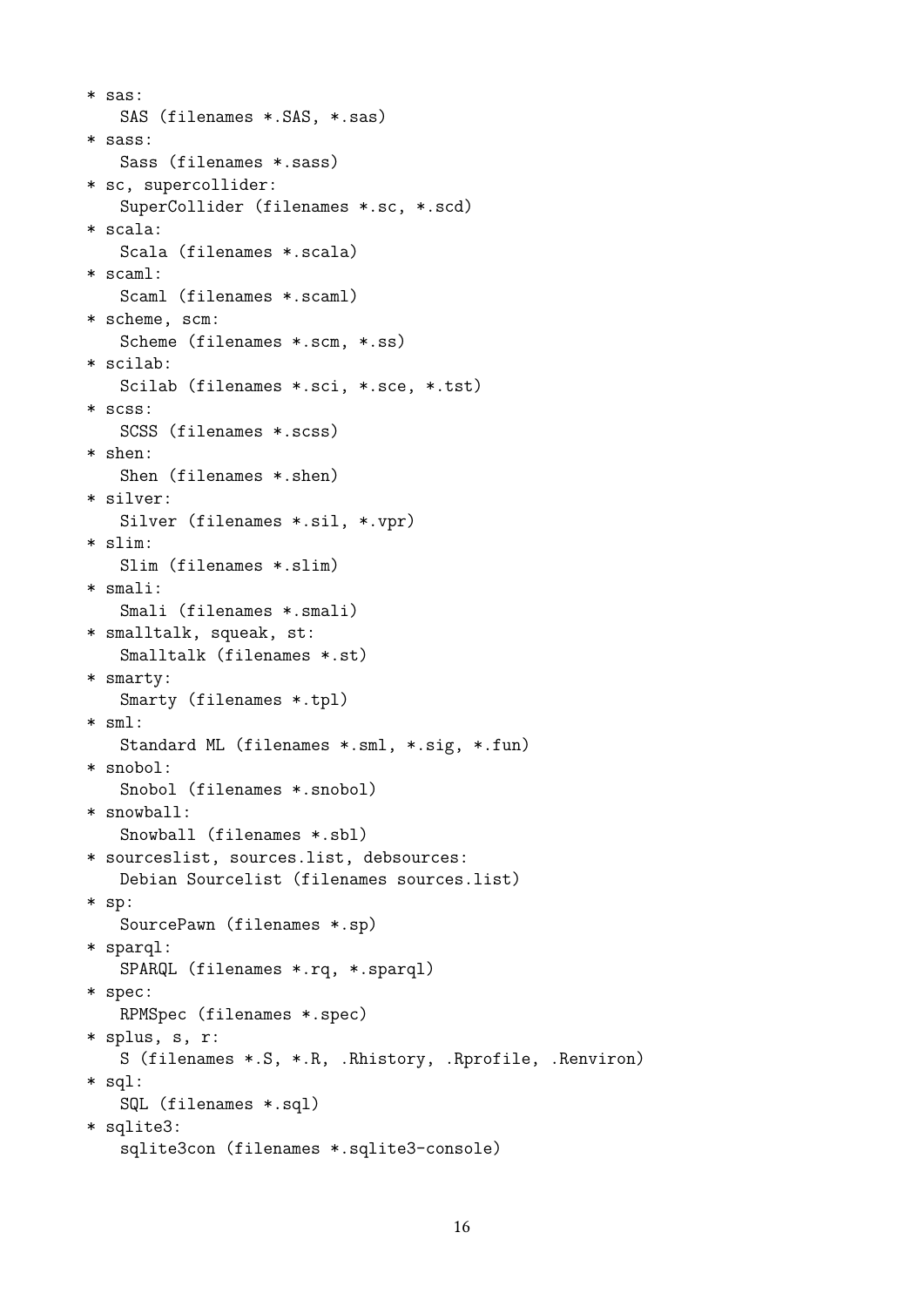* sas:
  SAS (filenames *.SAS, *.sas)
* sass:
  Sass (filenames *.sass)
* sc, supercollider:
  SuperCollider (filenames *.sc, *.scd)
* scala:
  Scala (filenames *.scala)
* scaml:
  Scaml (filenames *.scaml)
* scheme, scm:
  Scheme (filenames *.scm, *.ss)
* scilab:
  Scilab (filenames *.sci, *.sce, *.tst)
* scss:
  SCSS (filenames *.scss)
* shen:
  Shen (filenames *.shen)
* silver:
  Silver (filenames *.sil, *.vpr)
* slim:
  Slim (filenames *.slim)
* smali:
  Smali (filenames *.smali)
* smalltalk, squeak, st:
  Smalltalk (filenames *.st)
* smarty:
  Smarty (filenames *.tpl)
* sml:
  Standard ML (filenames *.sml, *.sig, *.fun)
* snobol:
  Snobol (filenames *.snobol)
* snowball:
  Snowball (filenames *.sbl)
* sourceslist, sources.list, debsources:
  Debian Sourcelist (filenames sources.list)
* sp:
  SourcePawn (filenames *.sp)
* sparql:
  SPARQL (filenames *.rq, *.sparql)
* spec:
  RPMSpec (filenames *.spec)
* splus, s, r:
  S (filenames *.S, *.R, .Rhistory, .Rprofile, .Renviron)
* sql:
  SQL (filenames *.sql)
* sqlite3:
  sqlite3con (filenames *.sqlite3-console)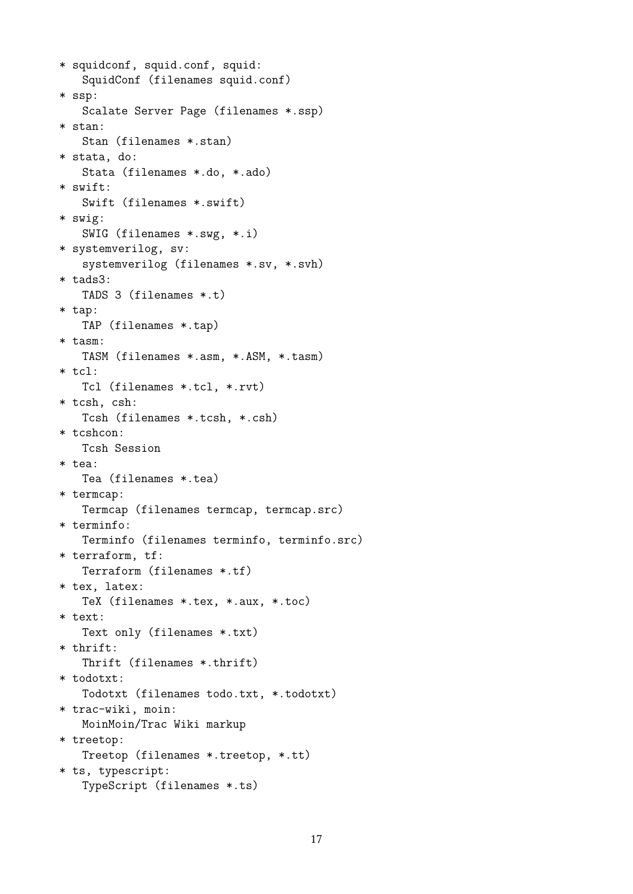```
* squidconf, squid.conf, squid:
    SquidConf (filenames squid.conf)
* ssp:
    Scalate Server Page (filenames *.ssp)
* stan:
    Stan (filenames *.stan)
* stata, do:
    Stata (filenames *.do, *.ado)
* swift:
    Swift (filenames *.swift)
* swig:
    SWIG (filenames *.swg, *.i)
* systemverilog, sv:
    systemverilog (filenames *.sv, *.svh)
* tads3:
    TADS 3 (filenames *.t)
* tap:
    TAP (filenames *.tap)
* tasm:
    TASM (filenames *.asm, *.ASM, *.tasm)
* tcl:
    Tcl (filenames *.tcl, *.rvt)
* tcsh, csh:
    Tcsh (filenames *.tcsh, *.csh)
* tcshcon:
    Tcsh Session
* tea:
    Tea (filenames *.tea)
* termcap:
    Termcap (filenames termcap, termcap.src)
* terminfo:
    Terminfo (filenames terminfo, terminfo.src)
* terraform, tf:
    Terraform (filenames *.tf)
* tex, latex:
    TeX (filenames *.tex, *.aux, *.toc)
* text:
    Text only (filenames *.txt)
* thrift:
    Thrift (filenames *.thrift)
* todotxt:
    Todotxt (filenames todo.txt, *.todotxt)
* trac-wiki, moin:
    MoinMoin/Trac Wiki markup
* treetop:
    Treetop (filenames *.treetop, *.tt)
* ts, typescript:
    TypeScript (filenames *.ts)
```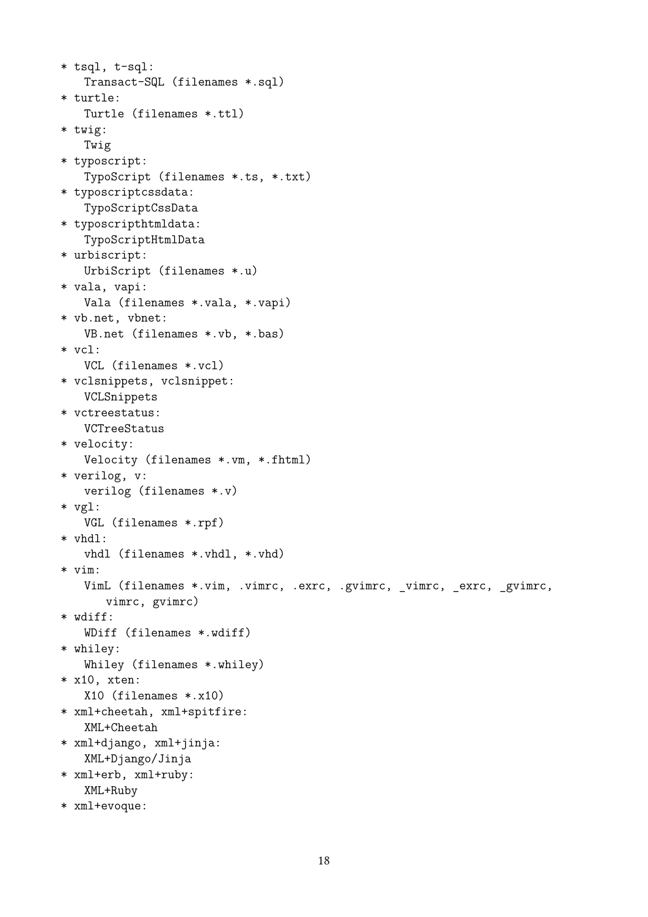```
* tsql, t-sql:
   Transact-SQL (filenames *.sql)
* turtle:
   Turtle (filenames *.ttl)
* twig:
   Twig
* typoscript:
   TypoScript (filenames *.ts, *.txt)
* typoscriptcssdata:
   TypoScriptCssData
* typoscripthtmldata:
   TypoScriptHtmlData
* urbiscript:
   UrbiScript (filenames *.u)
* vala, vapi:
   Vala (filenames *.vala, *.vapi)
* vb.net, vbnet:
   VB.net (filenames *.vb, *.bas)
* vcl:
   VCL (filenames *.vcl)
* vclsnippets, vclsnippet:
   VCLSnippets
* vctreestatus:
   VCTreeStatus
* velocity:
   Velocity (filenames *.vm, *.fhtml)
* verilog, v:
   verilog (filenames *.v)
* vgl:
   VGL (filenames *.rpf)
* vhdl:
   vhdl (filenames *.vhdl, *.vhd)
* vim:
   VimL (filenames *.vim, .vimrc, .exrc, .gvimrc, _vimrc, _exrc, _gvimrc,
      vimrc, gvimrc)
* wdiff:
   WDiff (filenames *.wdiff)
* whiley:
   Whiley (filenames *.whiley)
* x10, xten:
   X10 (filenames *.x10)
* xml+cheetah, xml+spitfire:
   XML+Cheetah
* xml+django, xml+jinja:
   XML+Django/Jinja
* xml+erb, xml+ruby:
   XML+Ruby
* xml+evoque:
```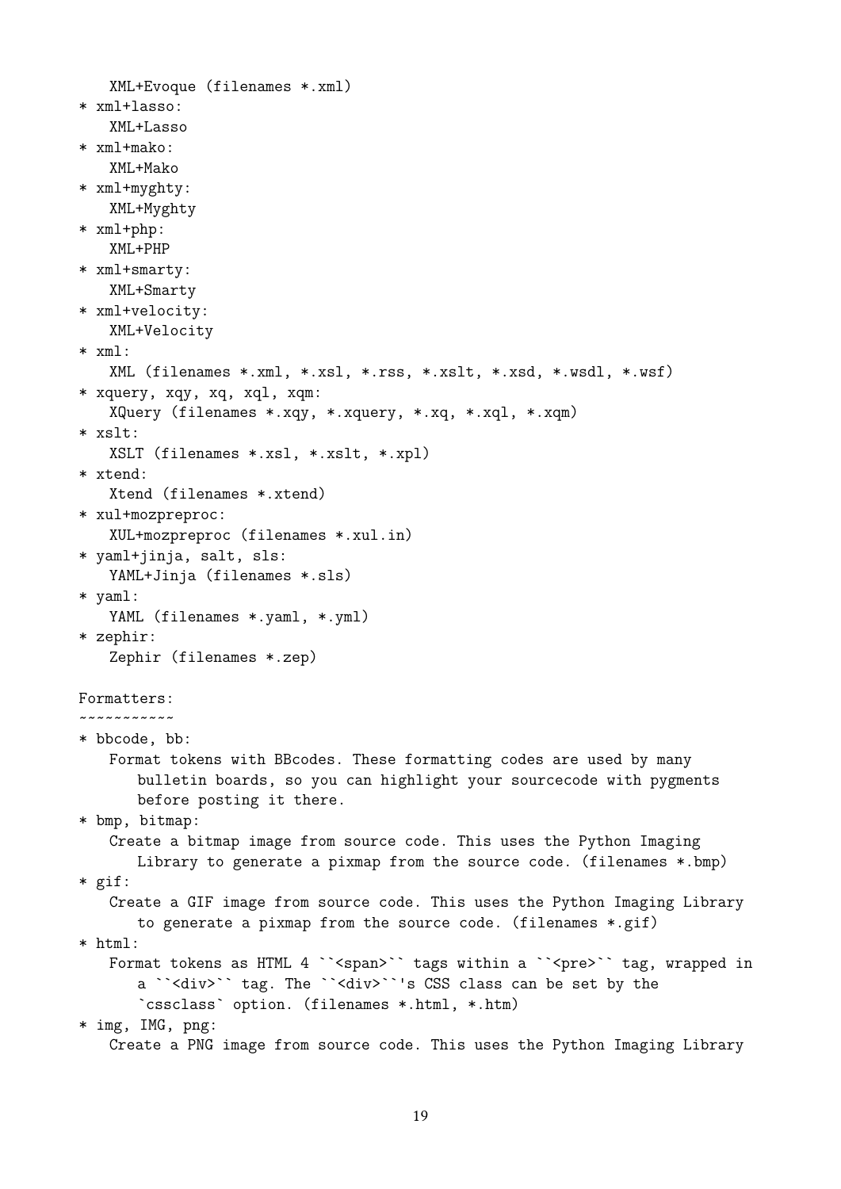```
   XML+Evoque (filenames *.xml)
* xml+lasso:
   XML+Lasso
* xml+mako:
   XML+Mako
* xml+myghty:
   XML+Myghty
* xml+php:
   XML+PHP
* xml+smarty:
   XML+Smarty
* xml+velocity:
   XML+Velocity
* xml:
   XML (filenames *.xml, *.xsl, *.rss, *.xslt, *.xsd, *.wsdl, *.wsf)
* xquery, xqy, xq, xql, xqm:
   XQuery (filenames *.xqy, *.xquery, *.xq, *.xql, *.xqm)
* xslt:
   XSLT (filenames *.xsl, *.xslt, *.xpl)
* xtend:
   Xtend (filenames *.xtend)
* xul+mozpreproc:
   XUL+mozpreproc (filenames *.xul.in)
* yaml+jinja, salt, sls:
   YAML+Jinja (filenames *.sls)
* yaml:
   YAML (filenames *.yaml, *.yml)
* zephir:
   Zephir (filenames *.zep)

Formatters:
~~~~~~~~~~~
* bbcode, bb:
   Format tokens with BBcodes. These formatting codes are used by many
      bulletin boards, so you can highlight your sourcecode with pygments
      before posting it there.
* bmp, bitmap:
   Create a bitmap image from source code. This uses the Python Imaging
      Library to generate a pixmap from the source code. (filenames *.bmp)
* gif:
   Create a GIF image from source code. This uses the Python Imaging Library
      to generate a pixmap from the source code. (filenames *.gif)
* html:
   Format tokens as HTML 4 ``<span>`` tags within a ``<pre>`` tag, wrapped in
      a ``<div>`` tag. The ``<div>``'s CSS class can be set by the
      `cssclass` option. (filenames *.html, *.htm)
* img, IMG, png:
   Create a PNG image from source code. This uses the Python Imaging Library
```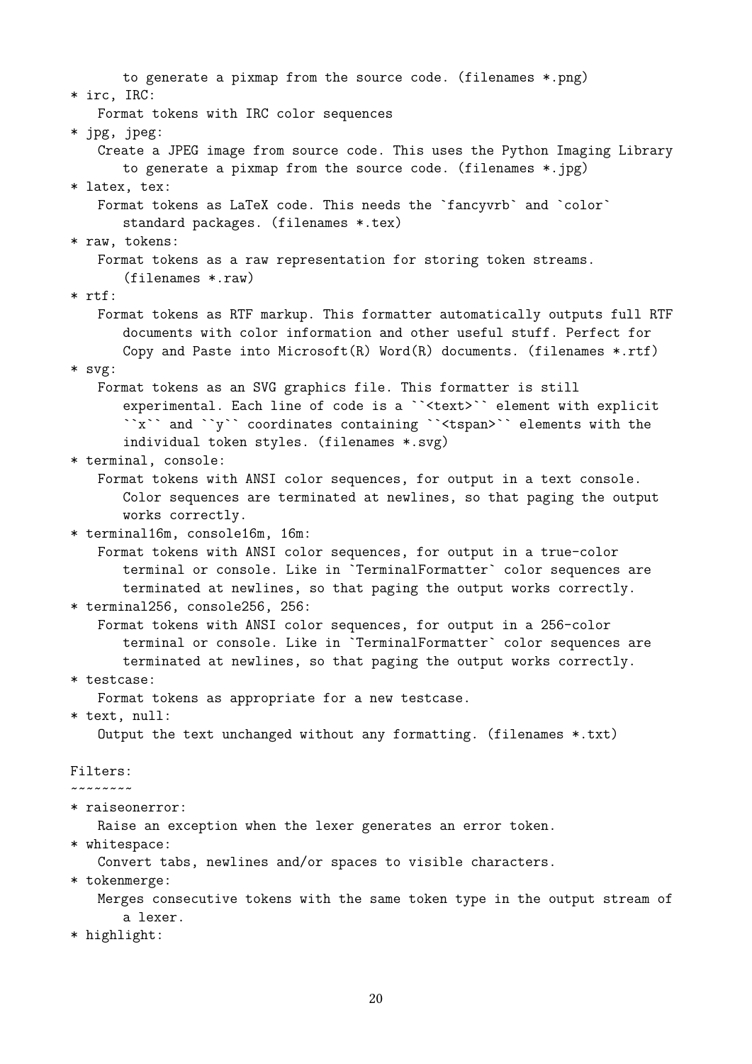```
        to generate a pixmap from the source code. (filenames *.png)
* irc, IRC:
    Format tokens with IRC color sequences
* jpg, jpeg:
    Create a JPEG image from source code. This uses the Python Imaging Library
        to generate a pixmap from the source code. (filenames *.jpg)
* latex, tex:
    Format tokens as LaTeX code. This needs the `fancyvrb` and `color`
        standard packages. (filenames *.tex)
* raw, tokens:
    Format tokens as a raw representation for storing token streams.
        (filenames *.raw)
* rtf:
    Format tokens as RTF markup. This formatter automatically outputs full RTF
        documents with color information and other useful stuff. Perfect for
        Copy and Paste into Microsoft(R) Word(R) documents. (filenames *.rtf)
* svg:
    Format tokens as an SVG graphics file. This formatter is still
        experimental. Each line of code is a ``<text>`` element with explicit
        ``x`` and ``y`` coordinates containing ``<tspan>`` elements with the
        individual token styles. (filenames *.svg)
* terminal, console:
    Format tokens with ANSI color sequences, for output in a text console.
        Color sequences are terminated at newlines, so that paging the output
        works correctly.
* terminal16m, console16m, 16m:
    Format tokens with ANSI color sequences, for output in a true-color
        terminal or console. Like in `TerminalFormatter` color sequences are
        terminated at newlines, so that paging the output works correctly.
* terminal256, console256, 256:
    Format tokens with ANSI color sequences, for output in a 256-color
        terminal or console. Like in `TerminalFormatter` color sequences are
        terminated at newlines, so that paging the output works correctly.
* testcase:
    Format tokens as appropriate for a new testcase.
* text, null:
    Output the text unchanged without any formatting. (filenames *.txt)

Filters:
~~~~~~~~
* raiseonerror:
    Raise an exception when the lexer generates an error token.
* whitespace:
    Convert tabs, newlines and/or spaces to visible characters.
* tokenmerge:
    Merges consecutive tokens with the same token type in the output stream of
        a lexer.
* highlight:
```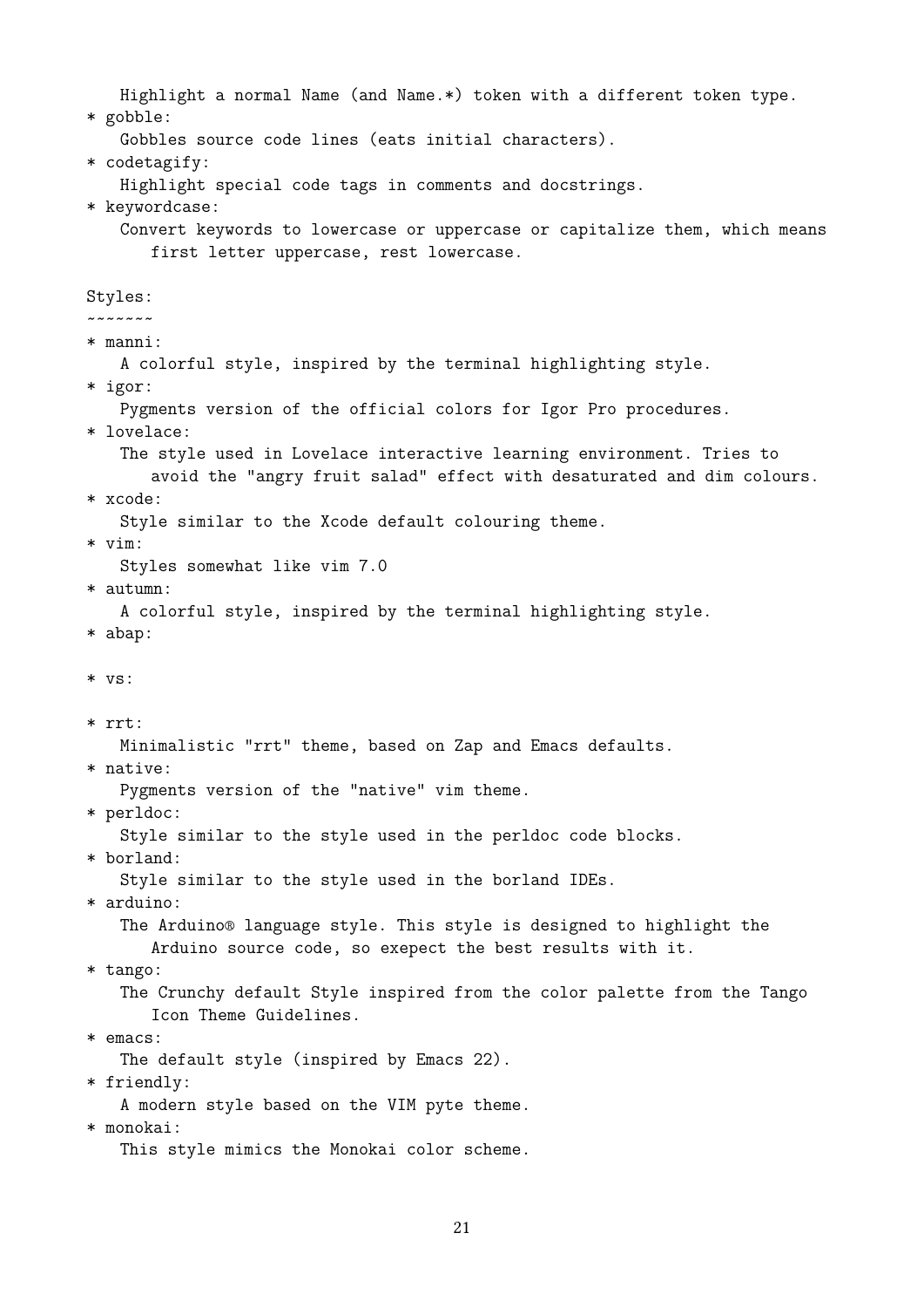```
   Highlight a normal Name (and Name.*) token with a different token type.
* gobble:
   Gobbles source code lines (eats initial characters).
* codetagify:
   Highlight special code tags in comments and docstrings.
* keywordcase:
   Convert keywords to lowercase or uppercase or capitalize them, which means
      first letter uppercase, rest lowercase.

Styles:
~~~~~~~
* manni:
   A colorful style, inspired by the terminal highlighting style.
* igor:
   Pygments version of the official colors for Igor Pro procedures.
* lovelace:
   The style used in Lovelace interactive learning environment. Tries to
      avoid the "angry fruit salad" effect with desaturated and dim colours.
* xcode:
   Style similar to the Xcode default colouring theme.
* vim:
   Styles somewhat like vim 7.0
* autumn:
   A colorful style, inspired by the terminal highlighting style.
* abap:

* vs:

* rrt:
   Minimalistic "rrt" theme, based on Zap and Emacs defaults.
* native:
   Pygments version of the "native" vim theme.
* perldoc:
   Style similar to the style used in the perldoc code blocks.
* borland:
   Style similar to the style used in the borland IDEs.
* arduino:
   The Arduino® language style. This style is designed to highlight the
      Arduino source code, so exepect the best results with it.
* tango:
   The Crunchy default Style inspired from the color palette from the Tango
      Icon Theme Guidelines.
* emacs:
   The default style (inspired by Emacs 22).
* friendly:
   A modern style based on the VIM pyte theme.
* monokai:
   This style mimics the Monokai color scheme.
```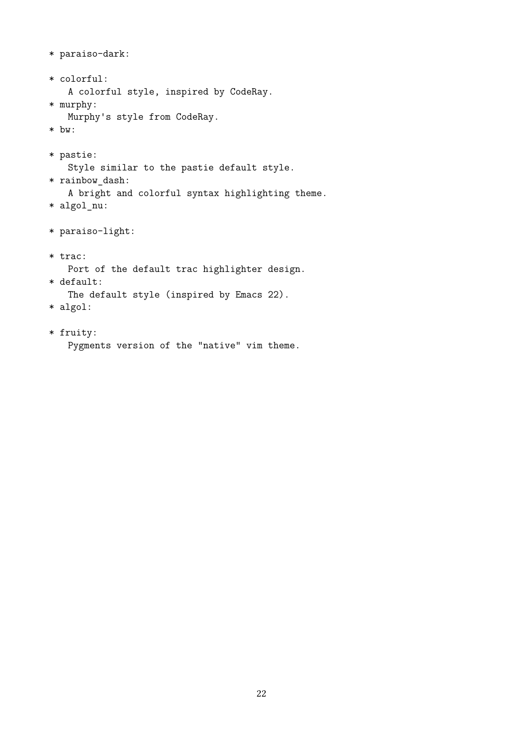```
* paraiso-dark:

* colorful:
    A colorful style, inspired by CodeRay.
* murphy:
    Murphy's style from CodeRay.
* bw:

* pastie:
    Style similar to the pastie default style.
* rainbow_dash:
    A bright and colorful syntax highlighting theme.
* algol_nu:

* paraiso-light:

* trac:
    Port of the default trac highlighter design.
* default:
    The default style (inspired by Emacs 22).
* algol:

* fruity:
    Pygments version of the "native" vim theme.
```